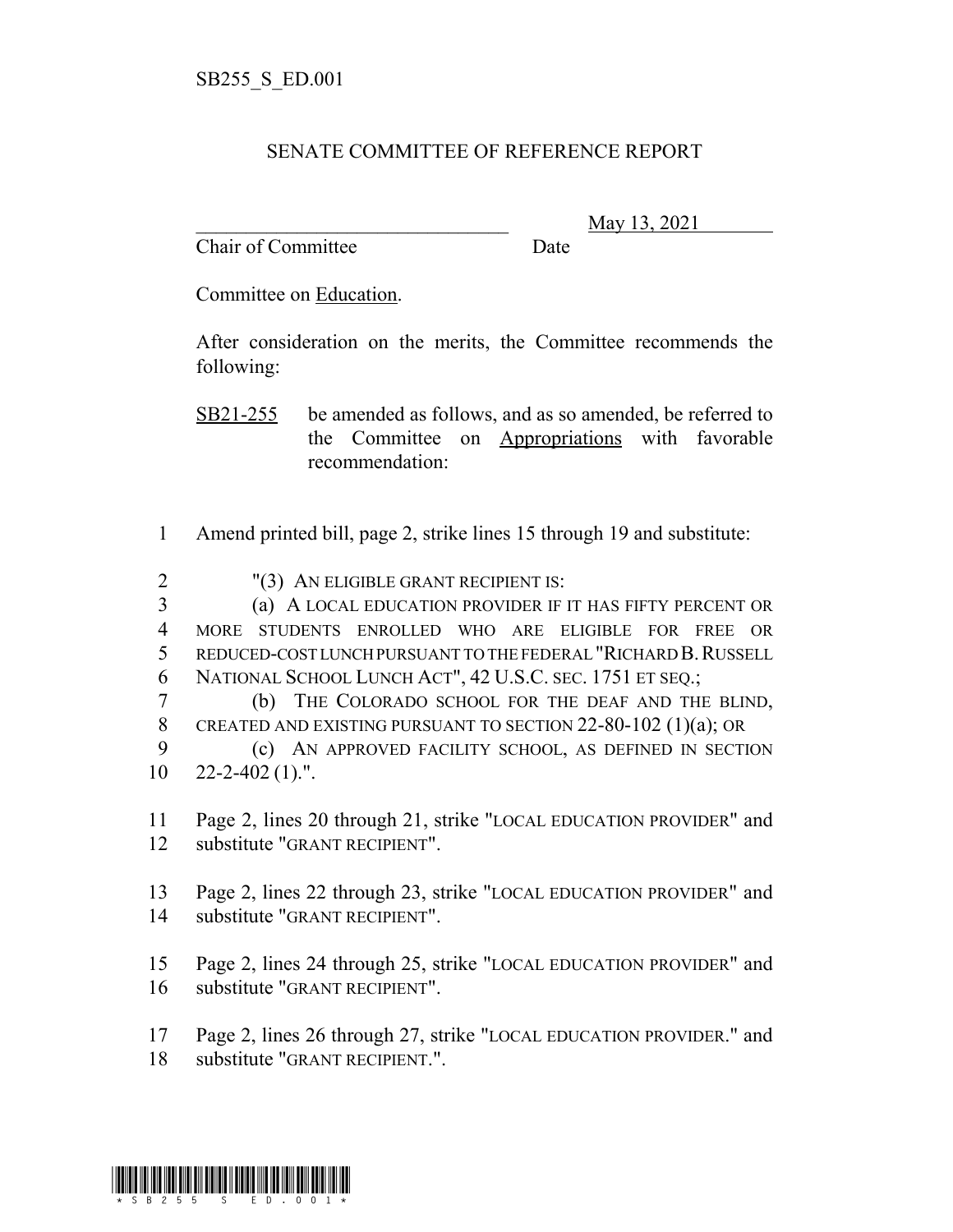SB255_S_ED.001

# SENATE COMMITTEE OF REFERENCE REPORT

________________________________ May 13, 2021
Chair of Committee Date

Committee on Education.

After consideration on the merits, the Committee recommends the following:

SB21-255 be amended as follows, and as so amended, be referred to the Committee on Appropriations with favorable recommendation:

1 Amend printed bill, page 2, strike lines 15 through 19 and substitute:

2 "(3) AN ELIGIBLE GRANT RECIPIENT IS:
3 (a) A LOCAL EDUCATION PROVIDER IF IT HAS FIFTY PERCENT OR
4 MORE STUDENTS ENROLLED WHO ARE ELIGIBLE FOR FREE OR
5 REDUCED-COST LUNCH PURSUANT TO THE FEDERAL "RICHARD B. RUSSELL
6 NATIONAL SCHOOL LUNCH ACT", 42 U.S.C. SEC. 1751 ET SEQ.;
7 (b) THE COLORADO SCHOOL FOR THE DEAF AND THE BLIND,
8 CREATED AND EXISTING PURSUANT TO SECTION 22-80-102 (1)(a); OR
9 (c) AN APPROVED FACILITY SCHOOL, AS DEFINED IN SECTION
10 22-2-402 (1).".

11 Page 2, lines 20 through 21, strike "LOCAL EDUCATION PROVIDER" and
12 substitute "GRANT RECIPIENT".

13 Page 2, lines 22 through 23, strike "LOCAL EDUCATION PROVIDER" and
14 substitute "GRANT RECIPIENT".

15 Page 2, lines 24 through 25, strike "LOCAL EDUCATION PROVIDER" and
16 substitute "GRANT RECIPIENT".

17 Page 2, lines 26 through 27, strike "LOCAL EDUCATION PROVIDER." and
18 substitute "GRANT RECIPIENT.".

*SB255_S_ED.001*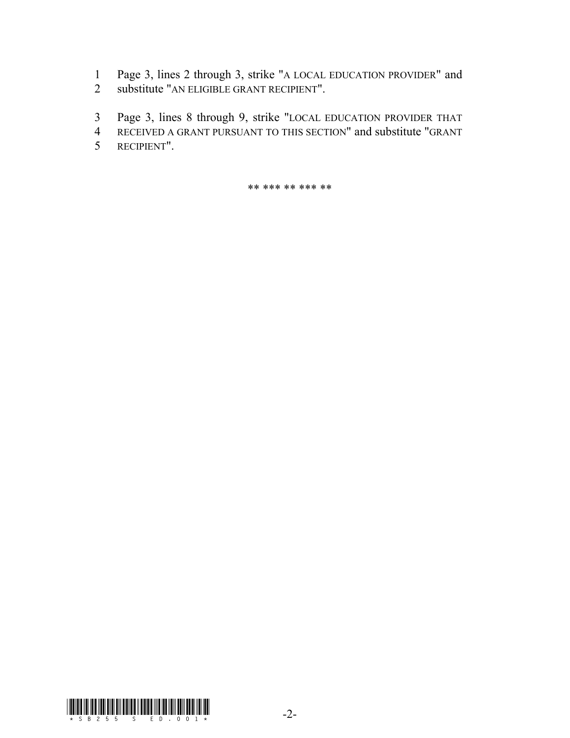Page 3, lines 2 through 3, strike "A LOCAL EDUCATION PROVIDER" and substitute "AN ELIGIBLE GRANT RECIPIENT".

Page 3, lines 8 through 9, strike "LOCAL EDUCATION PROVIDER THAT RECEIVED A GRANT PURSUANT TO THIS SECTION" and substitute "GRANT RECIPIENT".

** *** ** *** **